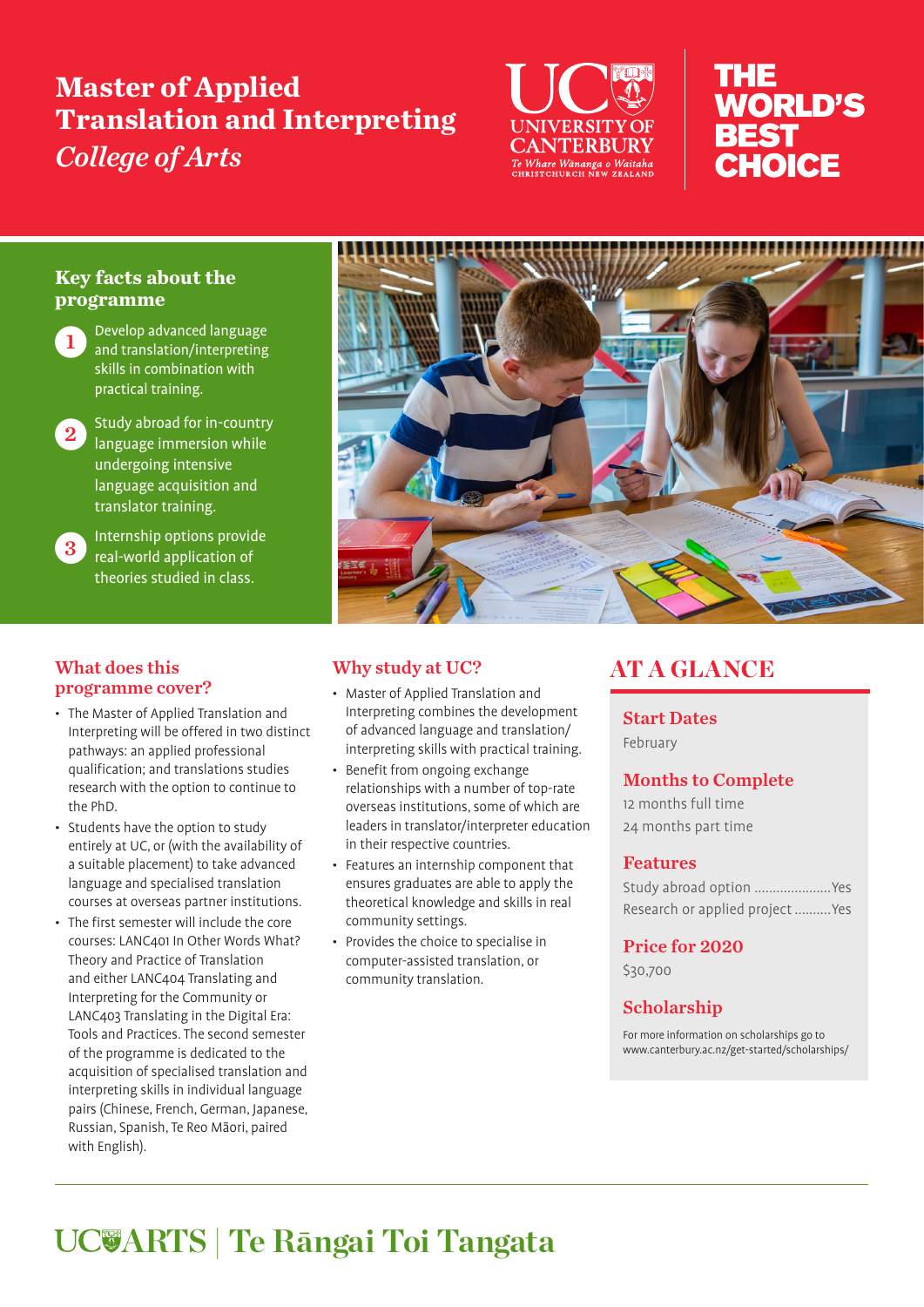# Master of Applied Translation and Interpreting

*College of Arts*

UC UNIVERSITY OF CANTERBURY
*Te Whare Wānanga o Waitaha*
CHRISTCHURCH NEW ZEALAND

THE WORLD'S BEST CHOICE

## Key facts about the programme

1. Develop advanced language and translation/interpreting skills in combination with practical training.
2. Study abroad for in-country language immersion while undergoing intensive language acquisition and translator training.
3. Internship options provide real-world application of theories studied in class.

## What does this programme cover?

- The Master of Applied Translation and Interpreting will be offered in two distinct pathways: an applied professional qualification; and translations studies research with the option to continue to the PhD.
- Students have the option to study entirely at UC, or (with the availability of a suitable placement) to take advanced language and specialised translation courses at overseas partner institutions.
- The first semester will include the core courses: LANC401 In Other Words What? Theory and Practice of Translation and either LANC404 Translating and Interpreting for the Community or LANC403 Translating in the Digital Era: Tools and Practices. The second semester of the programme is dedicated to the acquisition of specialised translation and interpreting skills in individual language pairs (Chinese, French, German, Japanese, Russian, Spanish, Te Reo Māori, paired with English).

## Why study at UC?

- Master of Applied Translation and Interpreting combines the development of advanced language and translation/interpreting skills with practical training.
- Benefit from ongoing exchange relationships with a number of top-rate overseas institutions, some of which are leaders in translator/interpreter education in their respective countries.
- Features an internship component that ensures graduates are able to apply the theoretical knowledge and skills in real community settings.
- Provides the choice to specialise in computer-assisted translation, or community translation.

## AT A GLANCE

### Start Dates

February

### Months to Complete

12 months full time

24 months part time

### Features

Study abroad option ..................... Yes

Research or applied project .......... Yes

### Price for 2020

$30,700

### Scholarship

For more information on scholarships go to www.canterbury.ac.nz/get-started/scholarships/

UC ARTS | Te Rāngai Toi Tangata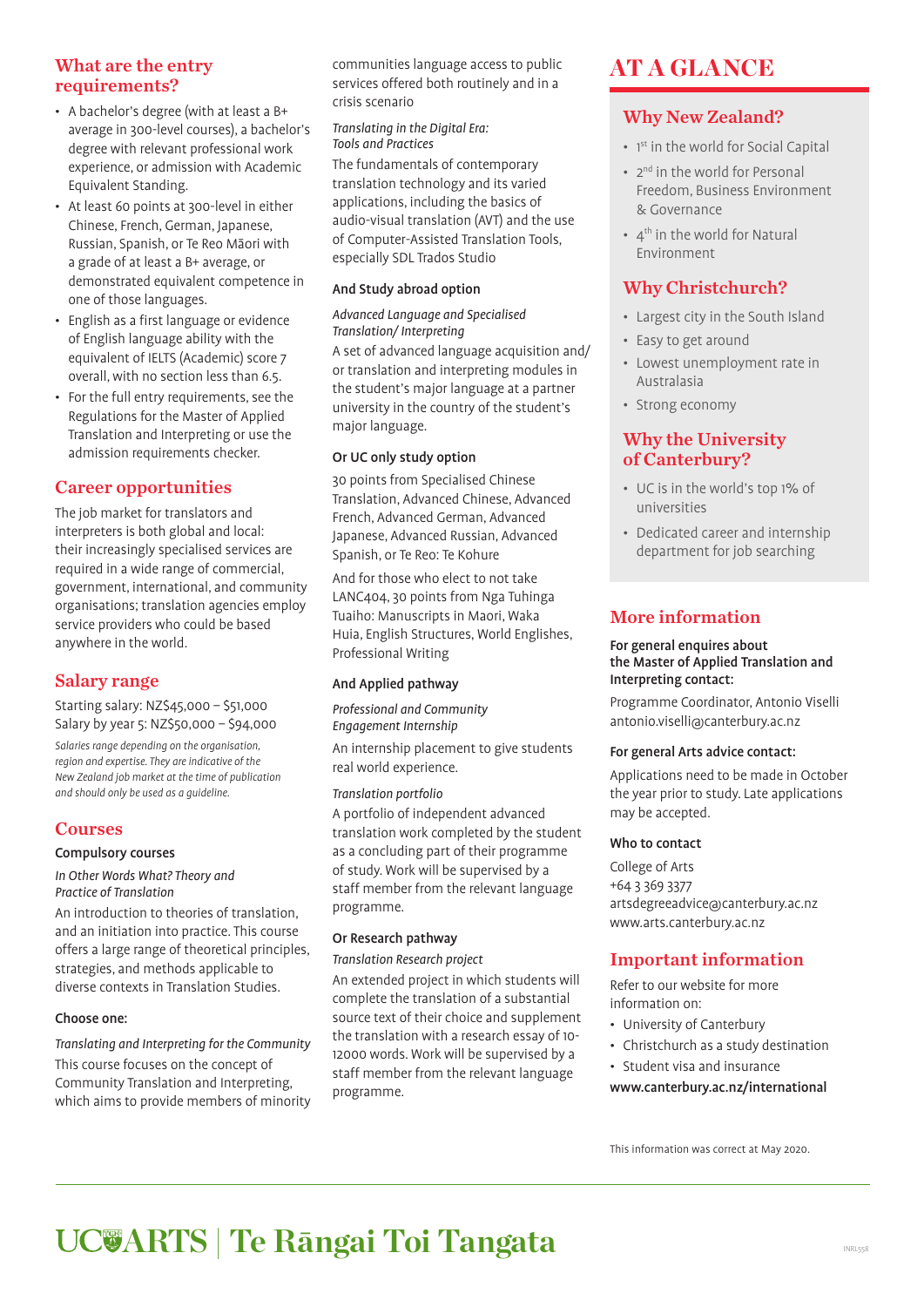## What are the entry requirements?

- A bachelor's degree (with at least a B+ average in 300-level courses), a bachelor's degree with relevant professional work experience, or admission with Academic Equivalent Standing.
- At least 60 points at 300-level in either Chinese, French, German, Japanese, Russian, Spanish, or Te Reo Māori with a grade of at least a B+ average, or demonstrated equivalent competence in one of those languages.
- English as a first language or evidence of English language ability with the equivalent of IELTS (Academic) score 7 overall, with no section less than 6.5.
- For the full entry requirements, see the Regulations for the Master of Applied Translation and Interpreting or use the admission requirements checker.

## Career opportunities

The job market for translators and interpreters is both global and local: their increasingly specialised services are required in a wide range of commercial, government, international, and community organisations; translation agencies employ service providers who could be based anywhere in the world.

## Salary range

Starting salary: NZ$45,000 – $51,000
Salary by year 5: NZ$50,000 – $94,000

*Salaries range depending on the organisation, region and expertise. They are indicative of the New Zealand job market at the time of publication and should only be used as a guideline.*

## Courses

**Compulsory courses**

*In Other Words What? Theory and Practice of Translation*
An introduction to theories of translation, and an initiation into practice. This course offers a large range of theoretical principles, strategies, and methods applicable to diverse contexts in Translation Studies.

**Choose one:**

*Translating and Interpreting for the Community*
This course focuses on the concept of Community Translation and Interpreting, which aims to provide members of minority communities language access to public services offered both routinely and in a crisis scenario

*Translating in the Digital Era: Tools and Practices*
The fundamentals of contemporary translation technology and its varied applications, including the basics of audio-visual translation (AVT) and the use of Computer-Assisted Translation Tools, especially SDL Trados Studio

**And Study abroad option**

*Advanced Language and Specialised Translation/ Interpreting*
A set of advanced language acquisition and/ or translation and interpreting modules in the student's major language at a partner university in the country of the student's major language.

**Or UC only study option**

30 points from Specialised Chinese Translation, Advanced Chinese, Advanced French, Advanced German, Advanced Japanese, Advanced Russian, Advanced Spanish, or Te Reo: Te Kohure

And for those who elect to not take LANC404, 30 points from Nga Tuhinga Tuaiho: Manuscripts in Maori, Waka Huia, English Structures, World Englishes, Professional Writing

**And Applied pathway**

*Professional and Community Engagement Internship*
An internship placement to give students real world experience.

*Translation portfolio*
A portfolio of independent advanced translation work completed by the student as a concluding part of their programme of study. Work will be supervised by a staff member from the relevant language programme.

**Or Research pathway**

*Translation Research project*
An extended project in which students will complete the translation of a substantial source text of their choice and supplement the translation with a research essay of 10-12000 words. Work will be supervised by a staff member from the relevant language programme.

# AT A GLANCE

## Why New Zealand?

- 1st in the world for Social Capital
- 2nd in the world for Personal Freedom, Business Environment & Governance
- 4th in the world for Natural Environment

## Why Christchurch?

- Largest city in the South Island
- Easy to get around
- Lowest unemployment rate in Australasia
- Strong economy

## Why the University of Canterbury?

- UC is in the world's top 1% of universities
- Dedicated career and internship department for job searching

## More information

**For general enquires about the Master of Applied Translation and Interpreting contact:**

Programme Coordinator, Antonio Viselli
antonio.viselli@canterbury.ac.nz

**For general Arts advice contact:**

Applications need to be made in October the year prior to study. Late applications may be accepted.

**Who to contact**

College of Arts
+64 3 369 3377
artsdegreeadvice@canterbury.ac.nz
www.arts.canterbury.ac.nz

## Important information

Refer to our website for more information on:

- University of Canterbury
- Christchurch as a study destination
- Student visa and insurance

**www.canterbury.ac.nz/international**

This information was correct at May 2020.

UC ARTS | Te Rāngai Toi Tangata